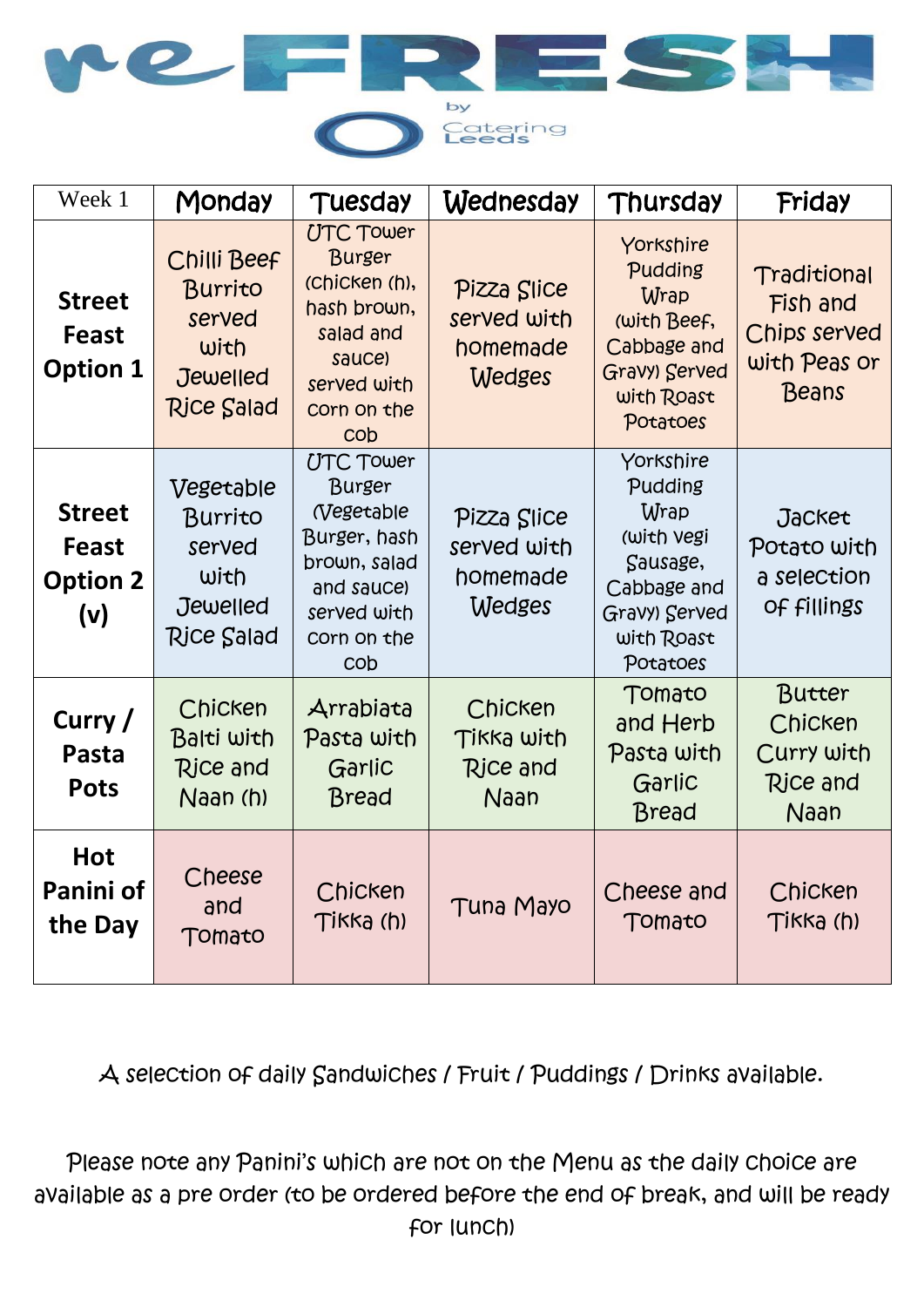# reFRESH

by Catering Leeds

| Week 1 | Monday | Tuesday | Wednesday | Thursday | Friday |
|---|---|---|---|---|---|
| **Street Feast Option 1** | Chilli Beef Burrito served with Jewelled Rice Salad | UTC Tower Burger (chicken (h), hash brown, salad and sauce) served with corn on the cob | Pizza Slice served with homemade Wedges | Yorkshire Pudding Wrap (with Beef, Cabbage and Gravy) Served with Roast Potatoes | Traditional Fish and Chips served with Peas or Beans |
| **Street Feast Option 2 (v)** | Vegetable Burrito served with Jewelled Rice Salad | UTC Tower Burger (Vegetable Burger, hash brown, salad and sauce) served with corn on the cob | Pizza Slice served with homemade Wedges | Yorkshire Pudding Wrap (with vegi Sausage, Cabbage and Gravy) Served with Roast Potatoes | Jacket Potato with a selection of fillings |
| **Curry / Pasta Pots** | Chicken Balti with Rice and Naan (h) | Arrabiata Pasta with Garlic Bread | Chicken Tikka with Rice and Naan | Tomato and Herb Pasta with Garlic Bread | Butter Chicken Curry with Rice and Naan |
| **Hot Panini of the Day** | Cheese and Tomato | Chicken Tikka (h) | Tuna Mayo | Cheese and Tomato | Chicken Tikka (h) |

A selection of daily Sandwiches / Fruit / Puddings / Drinks available.

Please note any Panini's which are not on the Menu as the daily choice are available as a pre order (to be ordered before the end of break, and will be ready for lunch)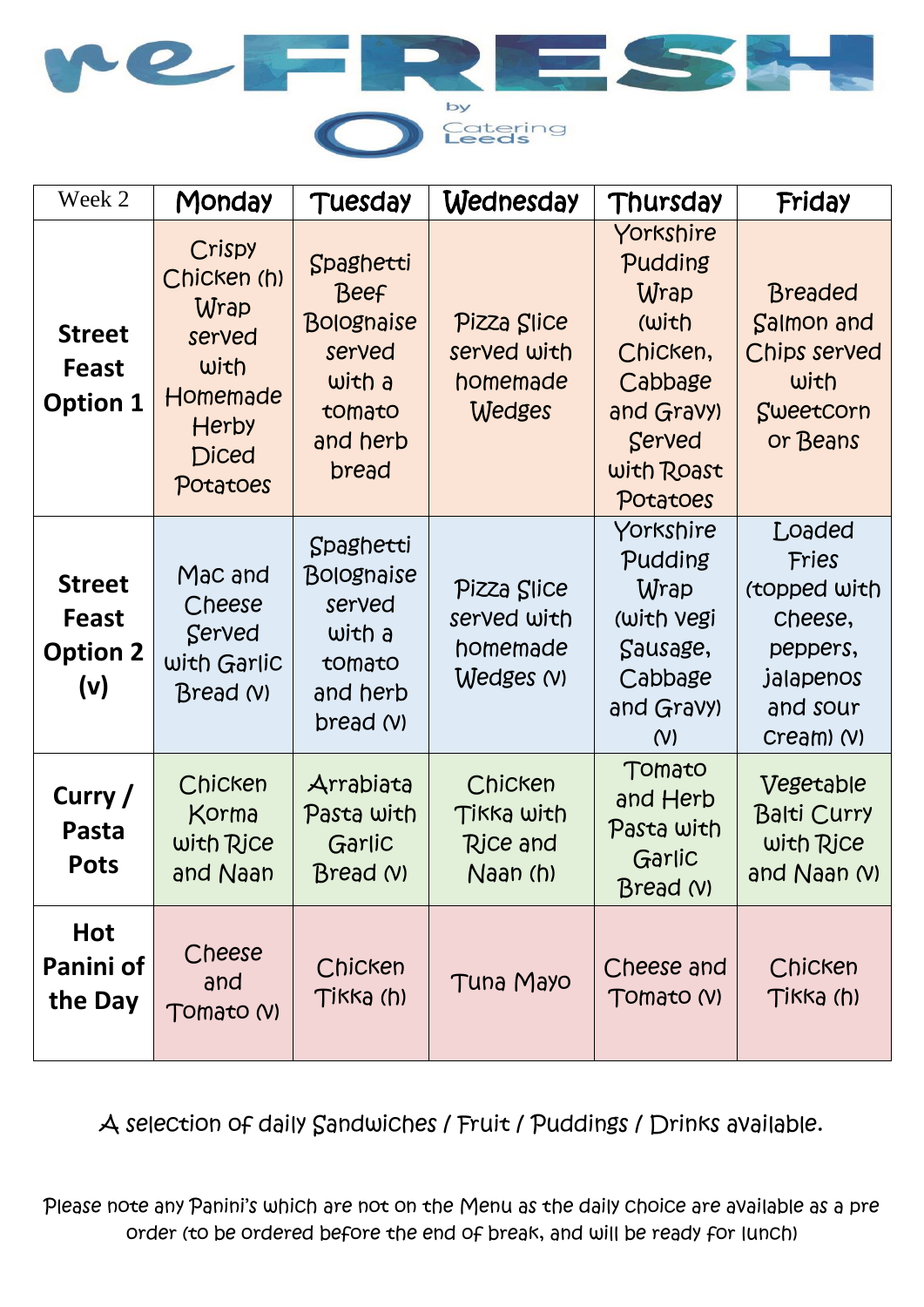# reFRESH

by Catering Leeds

| Week 2 | Monday | Tuesday | Wednesday | Thursday | Friday |
|---|---|---|---|---|---|
| **Street Feast Option 1** | Crispy Chicken (h) Wrap served with Homemade Herby Diced Potatoes | Spaghetti Beef Bolognaise served with a tomato and herb bread | Pizza Slice served with homemade Wedges | Yorkshire Pudding Wrap (with Chicken, Cabbage and Gravy) Served with Roast Potatoes | Breaded Salmon and Chips served with Sweetcorn or Beans |
| **Street Feast Option 2 (v)** | Mac and Cheese Served with Garlic Bread (V) | Spaghetti Bolognaise served with a tomato and herb bread (V) | Pizza Slice served with homemade Wedges (V) | Yorkshire Pudding Wrap (with vegi Sausage, Cabbage and Gravy) (V) | Loaded Fries (topped with cheese, peppers, jalapenos and sour cream) (V) |
| **Curry / Pasta Pots** | Chicken Korma with Rice and Naan | Arrabiata Pasta with Garlic Bread (V) | Chicken Tikka with Rice and Naan (h) | Tomato and Herb Pasta with Garlic Bread (V) | Vegetable Balti Curry with Rice and Naan (V) |
| **Hot Panini of the Day** | Cheese and Tomato (V) | Chicken Tikka (h) | Tuna Mayo | Cheese and Tomato (V) | Chicken Tikka (h) |

A selection of daily Sandwiches / Fruit / Puddings / Drinks available.

Please note any Panini's which are not on the Menu as the daily choice are available as a pre order (to be ordered before the end of break, and will be ready for lunch)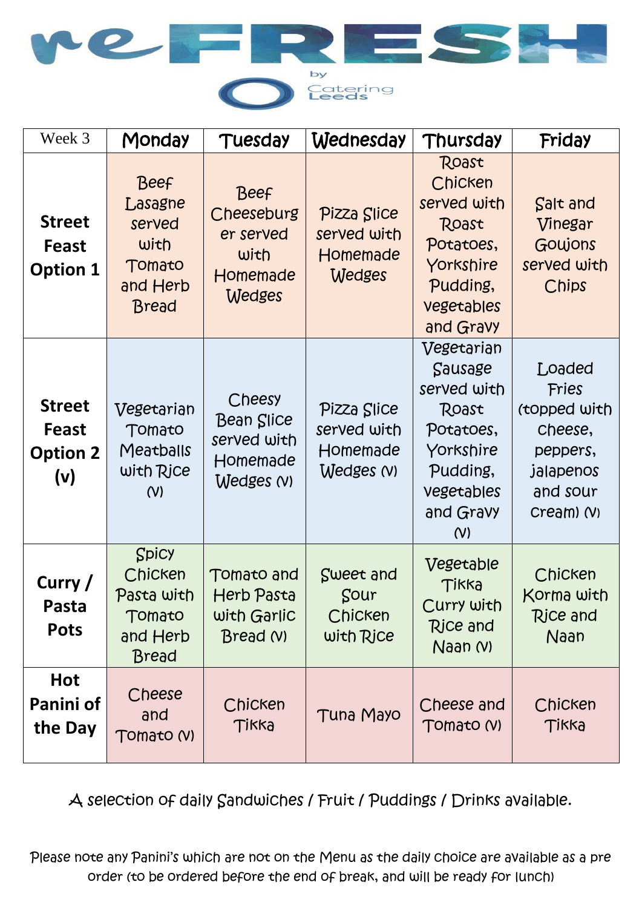# reFRESH

by Catering Leeds

| Week 3 | Monday | Tuesday | Wednesday | Thursday | Friday |
|---|---|---|---|---|---|
| **Street Feast Option 1** | Beef Lasagne served with Tomato and Herb Bread | Beef Cheeseburger served with Homemade Wedges | Pizza Slice served with Homemade Wedges | Roast Chicken served with Roast Potatoes, Yorkshire Pudding, vegetables and Gravy | Salt and Vinegar Goujons served with Chips |
| **Street Feast Option 2 (v)** | Vegetarian Tomato Meatballs with Rice (V) | Cheesy Bean Slice served with Homemade Wedges (V) | Pizza Slice served with Homemade Wedges (V) | Vegetarian Sausage served with Roast Potatoes, Yorkshire Pudding, vegetables and Gravy (V) | Loaded Fries (topped with cheese, peppers, jalapenos and sour cream) (V) |
| **Curry / Pasta Pots** | Spicy Chicken Pasta with Tomato and Herb Bread | Tomato and Herb Pasta with Garlic Bread (V) | Sweet and Sour Chicken with Rice | Vegetable Tikka Curry with Rice and Naan (V) | Chicken Korma with Rice and Naan |
| **Hot Panini of the Day** | Cheese and Tomato (V) | Chicken Tikka | Tuna Mayo | Cheese and Tomato (V) | Chicken Tikka |

A selection of daily Sandwiches / Fruit / Puddings / Drinks available.

Please note any Panini's which are not on the Menu as the daily choice are available as a pre order (to be ordered before the end of break, and will be ready for lunch)